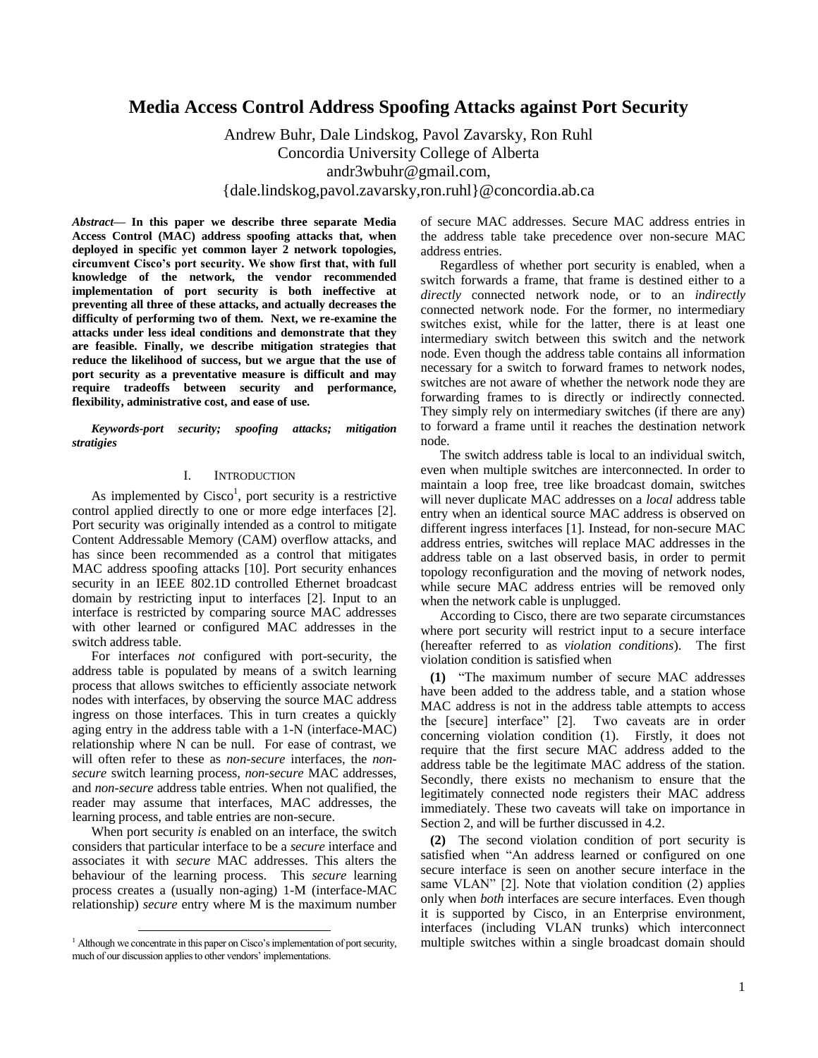# Media Access Control Address Spoofing Attacks against Port Security

Andrew Buhr, Dale Lindskog, Pavol Zavarsky, Ron Ruhl
Concordia University College of Alberta
andr3wbuhr@gmail.com,
{dale.lindskog,pavol.zavarsky,ron.ruhl}@concordia.ab.ca

***Abstract*— In this paper we describe three separate Media Access Control (MAC) address spoofing attacks that, when deployed in specific yet common layer 2 network topologies, circumvent Cisco's port security. We show first that, with full knowledge of the network, the vendor recommended implementation of port security is both ineffective at preventing all three of these attacks, and actually decreases the difficulty of performing two of them. Next, we re-examine the attacks under less ideal conditions and demonstrate that they are feasible. Finally, we describe mitigation strategies that reduce the likelihood of success, but we argue that the use of port security as a preventative measure is difficult and may require tradeoffs between security and performance, flexibility, administrative cost, and ease of use.**

***Keywords-port security; spoofing attacks; mitigation stratigies***

## I. Introduction

As implemented by Cisco[1], port security is a restrictive control applied directly to one or more edge interfaces [2]. Port security was originally intended as a control to mitigate Content Addressable Memory (CAM) overflow attacks, and has since been recommended as a control that mitigates MAC address spoofing attacks [10]. Port security enhances security in an IEEE 802.1D controlled Ethernet broadcast domain by restricting input to interfaces [2]. Input to an interface is restricted by comparing source MAC addresses with other learned or configured MAC addresses in the switch address table.

For interfaces *not* configured with port-security, the address table is populated by means of a switch learning process that allows switches to efficiently associate network nodes with interfaces, by observing the source MAC address ingress on those interfaces. This in turn creates a quickly aging entry in the address table with a 1-N (interface-MAC) relationship where N can be null. For ease of contrast, we will often refer to these as *non-secure* interfaces, the *non-secure* switch learning process, *non-secure* MAC addresses, and *non-secure* address table entries. When not qualified, the reader may assume that interfaces, MAC addresses, the learning process, and table entries are non-secure.

When port security *is* enabled on an interface, the switch considers that particular interface to be a *secure* interface and associates it with *secure* MAC addresses. This alters the behaviour of the learning process. This *secure* learning process creates a (usually non-aging) 1-M (interface-MAC relationship) *secure* entry where M is the maximum number of secure MAC addresses. Secure MAC address entries in the address table take precedence over non-secure MAC address entries.

Regardless of whether port security is enabled, when a switch forwards a frame, that frame is destined either to a *directly* connected network node, or to an *indirectly* connected network node. For the former, no intermediary switches exist, while for the latter, there is at least one intermediary switch between this switch and the network node. Even though the address table contains all information necessary for a switch to forward frames to network nodes, switches are not aware of whether the network node they are forwarding frames to is directly or indirectly connected. They simply rely on intermediary switches (if there are any) to forward a frame until it reaches the destination network node.

The switch address table is local to an individual switch, even when multiple switches are interconnected. In order to maintain a loop free, tree like broadcast domain, switches will never duplicate MAC addresses on a *local* address table entry when an identical source MAC address is observed on different ingress interfaces [1]. Instead, for non-secure MAC address entries, switches will replace MAC addresses in the address table on a last observed basis, in order to permit topology reconfiguration and the moving of network nodes, while secure MAC address entries will be removed only when the network cable is unplugged.

According to Cisco, there are two separate circumstances where port security will restrict input to a secure interface (hereafter referred to as *violation conditions*). The first violation condition is satisfied when

**(1)** "The maximum number of secure MAC addresses have been added to the address table, and a station whose MAC address is not in the address table attempts to access the [secure] interface" [2]. Two caveats are in order concerning violation condition (1). Firstly, it does not require that the first secure MAC address added to the address table be the legitimate MAC address of the station. Secondly, there exists no mechanism to ensure that the legitimately connected node registers their MAC address immediately. These two caveats will take on importance in Section 2, and will be further discussed in 4.2.

**(2)** The second violation condition of port security is satisfied when "An address learned or configured on one secure interface is seen on another secure interface in the same VLAN" [2]. Note that violation condition (2) applies only when *both* interfaces are secure interfaces. Even though it is supported by Cisco, in an Enterprise environment, interfaces (including VLAN trunks) which interconnect multiple switches within a single broadcast domain should

[1] Although we concentrate in this paper on Cisco's implementation of port security, much of our discussion applies to other vendors' implementations.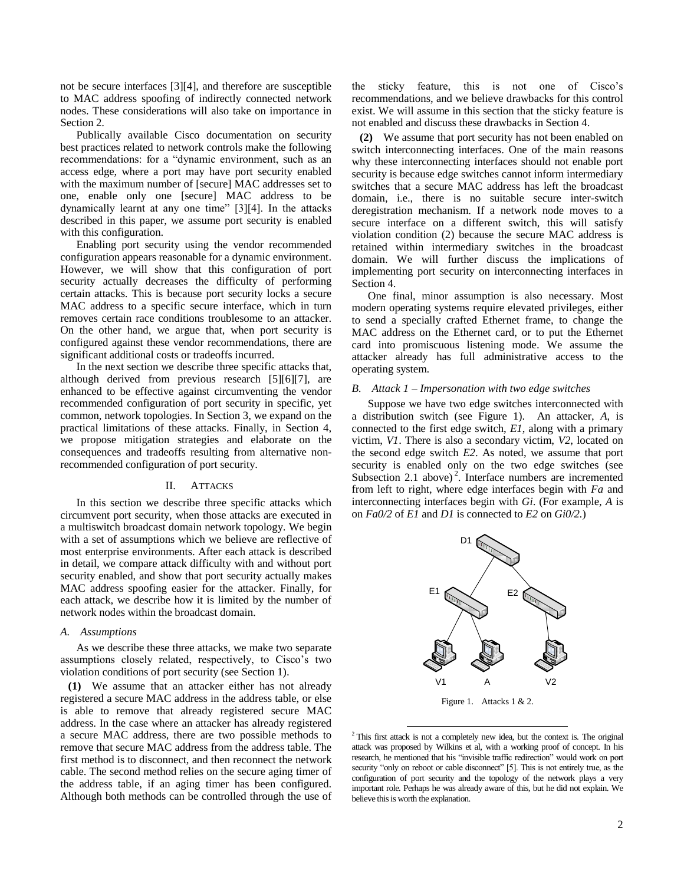not be secure interfaces [3][4], and therefore are susceptible to MAC address spoofing of indirectly connected network nodes. These considerations will also take on importance in Section 2.

Publically available Cisco documentation on security best practices related to network controls make the following recommendations: for a "dynamic environment, such as an access edge, where a port may have port security enabled with the maximum number of [secure] MAC addresses set to one, enable only one [secure] MAC address to be dynamically learnt at any one time" [3][4]. In the attacks described in this paper, we assume port security is enabled with this configuration.

Enabling port security using the vendor recommended configuration appears reasonable for a dynamic environment. However, we will show that this configuration of port security actually decreases the difficulty of performing certain attacks. This is because port security locks a secure MAC address to a specific secure interface, which in turn removes certain race conditions troublesome to an attacker. On the other hand, we argue that, when port security is configured against these vendor recommendations, there are significant additional costs or tradeoffs incurred.

In the next section we describe three specific attacks that, although derived from previous research [5][6][7], are enhanced to be effective against circumventing the vendor recommended configuration of port security in specific, yet common, network topologies. In Section 3, we expand on the practical limitations of these attacks. Finally, in Section 4, we propose mitigation strategies and elaborate on the consequences and tradeoffs resulting from alternative non-recommended configuration of port security.

## II. Attacks

In this section we describe three specific attacks which circumvent port security, when those attacks are executed in a multiswitch broadcast domain network topology. We begin with a set of assumptions which we believe are reflective of most enterprise environments. After each attack is described in detail, we compare attack difficulty with and without port security enabled, and show that port security actually makes MAC address spoofing easier for the attacker. Finally, for each attack, we describe how it is limited by the number of network nodes within the broadcast domain.

### *A. Assumptions*

As we describe these three attacks, we make two separate assumptions closely related, respectively, to Cisco's two violation conditions of port security (see Section 1).

**(1)** We assume that an attacker either has not already registered a secure MAC address in the address table, or else is able to remove that already registered secure MAC address. In the case where an attacker has already registered a secure MAC address, there are two possible methods to remove that secure MAC address from the address table. The first method is to disconnect, and then reconnect the network cable. The second method relies on the secure aging timer of the address table, if an aging timer has been configured. Although both methods can be controlled through the use of the sticky feature, this is not one of Cisco's recommendations, and we believe drawbacks for this control exist. We will assume in this section that the sticky feature is not enabled and discuss these drawbacks in Section 4.

**(2)** We assume that port security has not been enabled on switch interconnecting interfaces. One of the main reasons why these interconnecting interfaces should not enable port security is because edge switches cannot inform intermediary switches that a secure MAC address has left the broadcast domain, i.e., there is no suitable secure inter-switch deregistration mechanism. If a network node moves to a secure interface on a different switch, this will satisfy violation condition (2) because the secure MAC address is retained within intermediary switches in the broadcast domain. We will further discuss the implications of implementing port security on interconnecting interfaces in Section 4.

One final, minor assumption is also necessary. Most modern operating systems require elevated privileges, either to send a specially crafted Ethernet frame, to change the MAC address on the Ethernet card, or to put the Ethernet card into promiscuous listening mode. We assume the attacker already has full administrative access to the operating system.

### *B. Attack 1 – Impersonation with two edge switches*

Suppose we have two edge switches interconnected with a distribution switch (see Figure 1). An attacker, *A*, is connected to the first edge switch, *E1*, along with a primary victim, *V1*. There is also a secondary victim, *V2*, located on the second edge switch *E2*. As noted, we assume that port security is enabled only on the two edge switches (see Subsection 2.1 above)[2]. Interface numbers are incremented from left to right, where edge interfaces begin with *Fa* and interconnecting interfaces begin with *Gi*. (For example, *A* is on *Fa0/2* of *E1* and *D1* is connected to *E2* on *Gi0/2*.)

Figure 1. Attacks 1 & 2.

[2] This first attack is not a completely new idea, but the context is. The original attack was proposed by Wilkins et al, with a working proof of concept. In his research, he mentioned that his "invisible traffic redirection" would work on port security "only on reboot or cable disconnect" [5]. This is not entirely true, as the configuration of port security and the topology of the network plays a very important role. Perhaps he was already aware of this, but he did not explain. We believe this is worth the explanation.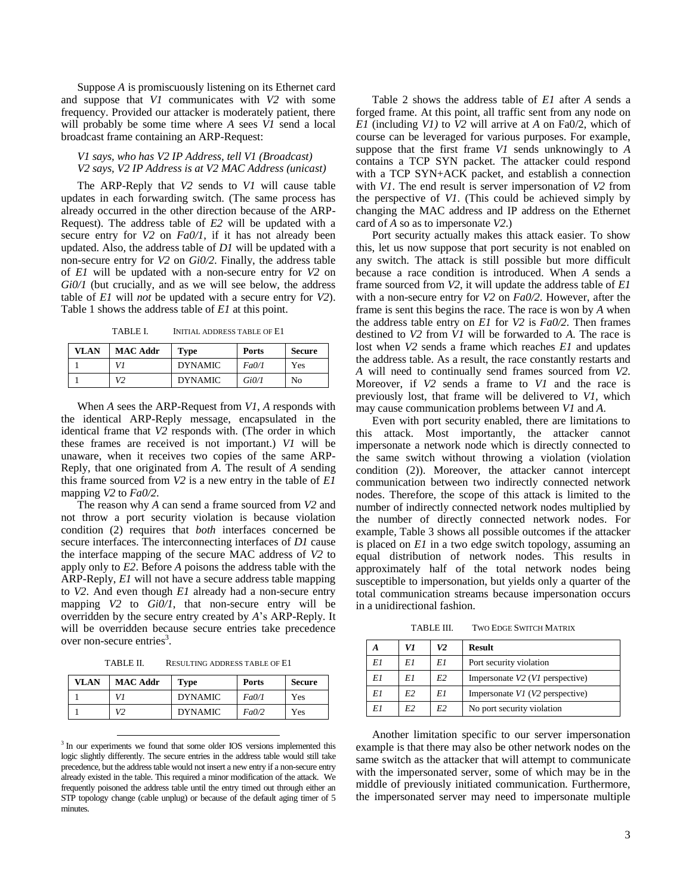Suppose *A* is promiscuously listening on its Ethernet card and suppose that *V1* communicates with *V2* with some frequency. Provided our attacker is moderately patient, there will probably be some time where *A* sees *V1* send a local broadcast frame containing an ARP-Request:

*V1 says, who has V2 IP Address, tell V1 (Broadcast)*
*V2 says, V2 IP Address is at V2 MAC Address (unicast)*

The ARP-Reply that *V2* sends to *V1* will cause table updates in each forwarding switch. (The same process has already occurred in the other direction because of the ARP-Request). The address table of *E2* will be updated with a secure entry for *V2* on *Fa0/1*, if it has not already been updated. Also, the address table of *D1* will be updated with a non-secure entry for *V2* on *Gi0/2*. Finally, the address table of *E1* will be updated with a non-secure entry for *V2* on *Gi0/1* (but crucially, and as we will see below, the address table of *E1* will *not* be updated with a secure entry for *V2*). Table 1 shows the address table of *E1* at this point.

TABLE I. INITIAL ADDRESS TABLE OF E1

| VLAN | MAC Addr | Type | Ports | Secure |
|---|---|---|---|---|
| 1 | *V1* | DYNAMIC | *Fa0/1* | Yes |
| 1 | *V2* | DYNAMIC | *Gi0/1* | No |

When *A* sees the ARP-Request from *V1*, *A* responds with the identical ARP-Reply message, encapsulated in the identical frame that *V2* responds with. (The order in which these frames are received is not important.) *V1* will be unaware, when it receives two copies of the same ARP-Reply, that one originated from *A*. The result of *A* sending this frame sourced from *V2* is a new entry in the table of *E1* mapping *V2* to *Fa0/2*.

The reason why *A* can send a frame sourced from *V2* and not throw a port security violation is because violation condition (2) requires that *both* interfaces concerned be secure interfaces. The interconnecting interfaces of *D1* cause the interface mapping of the secure MAC address of *V2* to apply only to *E2*. Before *A* poisons the address table with the ARP-Reply, *E1* will not have a secure address table mapping to *V2*. And even though *E1* already had a non-secure entry mapping *V2* to *Gi0/1*, that non-secure entry will be overridden by the secure entry created by *A*'s ARP-Reply. It will be overridden because secure entries take precedence over non-secure entries[3].

TABLE II. RESULTING ADDRESS TABLE OF E1

| VLAN | MAC Addr | Type | Ports | Secure |
|---|---|---|---|---|
| 1 | *V1* | DYNAMIC | *Fa0/1* | Yes |
| 1 | *V2* | DYNAMIC | *Fa0/2* | Yes |

[3] In our experiments we found that some older IOS versions implemented this logic slightly differently. The secure entries in the address table would still take precedence, but the address table would not insert a new entry if a non-secure entry already existed in the table. This required a minor modification of the attack. We frequently poisoned the address table until the entry timed out through either an STP topology change (cable unplug) or because of the default aging timer of 5 minutes.

Table 2 shows the address table of *E1* after *A* sends a forged frame. At this point, all traffic sent from any node on *E1* (including *V1)* to *V2* will arrive at *A* on Fa0/2, which of course can be leveraged for various purposes. For example, suppose that the first frame *V1* sends unknowingly to *A* contains a TCP SYN packet. The attacker could respond with a TCP SYN+ACK packet, and establish a connection with *V1*. The end result is server impersonation of *V2* from the perspective of *V1*. (This could be achieved simply by changing the MAC address and IP address on the Ethernet card of *A* so as to impersonate *V2*.)

Port security actually makes this attack easier. To show this, let us now suppose that port security is not enabled on any switch. The attack is still possible but more difficult because a race condition is introduced. When *A* sends a frame sourced from *V2*, it will update the address table of *E1* with a non-secure entry for *V2* on *Fa0/2*. However, after the frame is sent this begins the race. The race is won by *A* when the address table entry on *E1* for *V2* is *Fa0/2*. Then frames destined to *V2* from *V1* will be forwarded to *A*. The race is lost when *V2* sends a frame which reaches *E1* and updates the address table. As a result, the race constantly restarts and *A* will need to continually send frames sourced from *V2*. Moreover, if *V2* sends a frame to *V1* and the race is previously lost, that frame will be delivered to *V1*, which may cause communication problems between *V1* and *A*.

Even with port security enabled, there are limitations to this attack. Most importantly, the attacker cannot impersonate a network node which is directly connected to the same switch without throwing a violation (violation condition (2)). Moreover, the attacker cannot intercept communication between two indirectly connected network nodes. Therefore, the scope of this attack is limited to the number of indirectly connected network nodes multiplied by the number of directly connected network nodes. For example, Table 3 shows all possible outcomes if the attacker is placed on *E1* in a two edge switch topology, assuming an equal distribution of network nodes. This results in approximately half of the total network nodes being susceptible to impersonation, but yields only a quarter of the total communication streams because impersonation occurs in a unidirectional fashion.

TABLE III. TWO EDGE SWITCH MATRIX

| *A* | *V1* | *V2* | Result |
|---|---|---|---|
| *E1* | *E1* | *E1* | Port security violation |
| *E1* | *E1* | *E2* | Impersonate *V2* (*V1* perspective) |
| *E1* | *E2* | *E1* | Impersonate *V1* (*V2* perspective) |
| *E1* | *E2* | *E2* | No port security violation |

Another limitation specific to our server impersonation example is that there may also be other network nodes on the same switch as the attacker that will attempt to communicate with the impersonated server, some of which may be in the middle of previously initiated communication. Furthermore, the impersonated server may need to impersonate multiple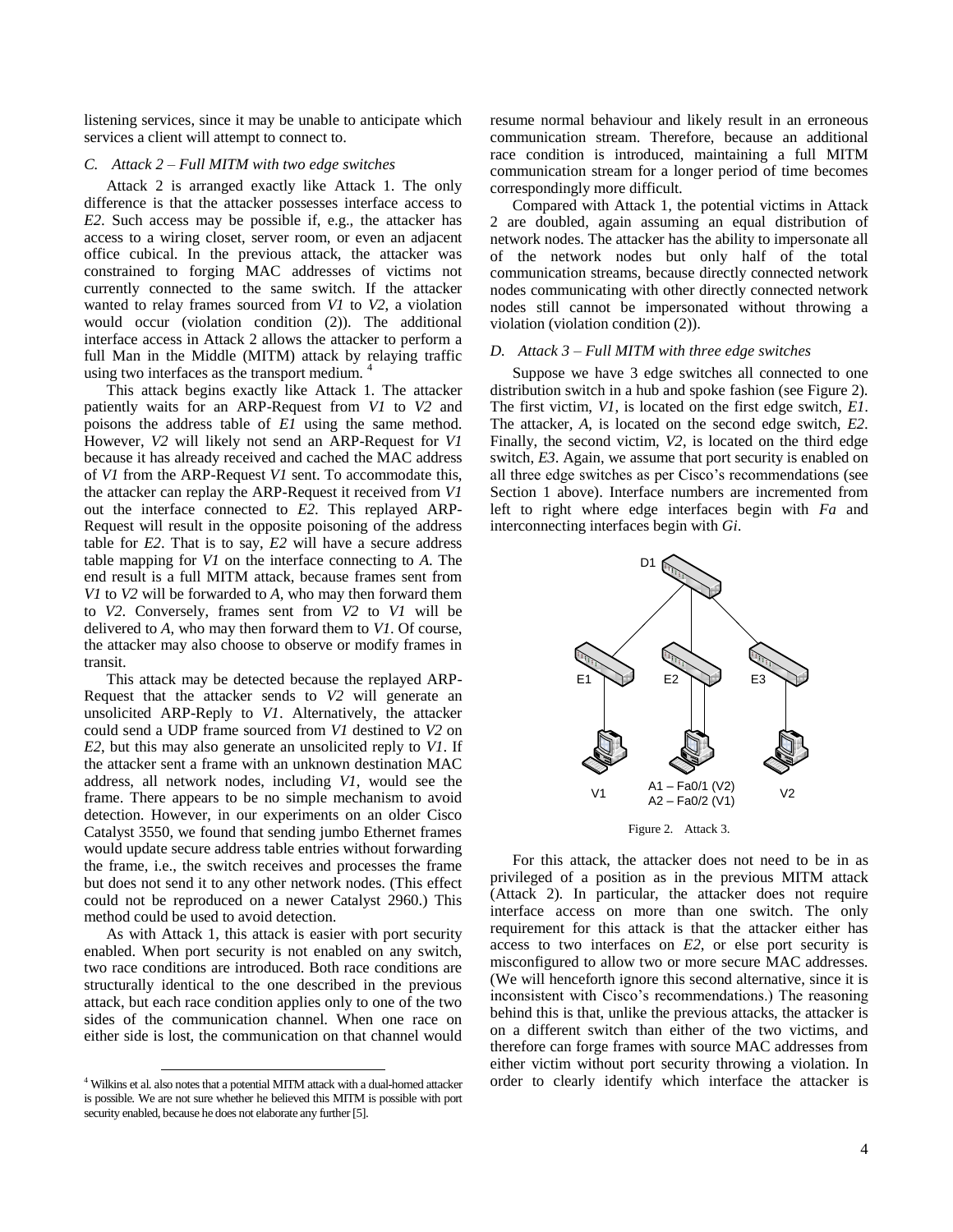listening services, since it may be unable to anticipate which services a client will attempt to connect to.

### C. Attack 2 – Full MITM with two edge switches

Attack 2 is arranged exactly like Attack 1. The only difference is that the attacker possesses interface access to *E2*. Such access may be possible if, e.g., the attacker has access to a wiring closet, server room, or even an adjacent office cubical. In the previous attack, the attacker was constrained to forging MAC addresses of victims not currently connected to the same switch. If the attacker wanted to relay frames sourced from *V1* to *V2*, a violation would occur (violation condition (2)). The additional interface access in Attack 2 allows the attacker to perform a full Man in the Middle (MITM) attack by relaying traffic using two interfaces as the transport medium. [4]

This attack begins exactly like Attack 1. The attacker patiently waits for an ARP-Request from *V1* to *V2* and poisons the address table of *E1* using the same method. However, *V2* will likely not send an ARP-Request for *V1* because it has already received and cached the MAC address of *V1* from the ARP-Request *V1* sent. To accommodate this, the attacker can replay the ARP-Request it received from *V1* out the interface connected to *E2*. This replayed ARP-Request will result in the opposite poisoning of the address table for *E2*. That is to say, *E2* will have a secure address table mapping for *V1* on the interface connecting to *A*. The end result is a full MITM attack, because frames sent from *V1* to *V2* will be forwarded to *A*, who may then forward them to *V2*. Conversely, frames sent from *V2* to *V1* will be delivered to *A*, who may then forward them to *V1*. Of course, the attacker may also choose to observe or modify frames in transit.

This attack may be detected because the replayed ARP-Request that the attacker sends to *V2* will generate an unsolicited ARP-Reply to *V1*. Alternatively, the attacker could send a UDP frame sourced from *V1* destined to *V2* on *E2*, but this may also generate an unsolicited reply to *V1*. If the attacker sent a frame with an unknown destination MAC address, all network nodes, including *V1*, would see the frame. There appears to be no simple mechanism to avoid detection. However, in our experiments on an older Cisco Catalyst 3550, we found that sending jumbo Ethernet frames would update secure address table entries without forwarding the frame, i.e., the switch receives and processes the frame but does not send it to any other network nodes. (This effect could not be reproduced on a newer Catalyst 2960.) This method could be used to avoid detection.

As with Attack 1, this attack is easier with port security enabled. When port security is not enabled on any switch, two race conditions are introduced. Both race conditions are structurally identical to the one described in the previous attack, but each race condition applies only to one of the two sides of the communication channel. When one race on either side is lost, the communication on that channel would resume normal behaviour and likely result in an erroneous communication stream. Therefore, because an additional race condition is introduced, maintaining a full MITM communication stream for a longer period of time becomes correspondingly more difficult.

Compared with Attack 1, the potential victims in Attack 2 are doubled, again assuming an equal distribution of network nodes. The attacker has the ability to impersonate all of the network nodes but only half of the total communication streams, because directly connected network nodes communicating with other directly connected network nodes still cannot be impersonated without throwing a violation (violation condition (2)).

### D. Attack 3 – Full MITM with three edge switches

Suppose we have 3 edge switches all connected to one distribution switch in a hub and spoke fashion (see Figure 2). The first victim, *V1*, is located on the first edge switch, *E1*. The attacker, *A*, is located on the second edge switch, *E2*. Finally, the second victim, *V2*, is located on the third edge switch, *E3*. Again, we assume that port security is enabled on all three edge switches as per Cisco's recommendations (see Section 1 above). Interface numbers are incremented from left to right where edge interfaces begin with *Fa* and interconnecting interfaces begin with *Gi*.

D1

E1 E2 E3

V1 A1 – Fa0/1 (V2) A2 – Fa0/2 (V1) V2

Figure 2. Attack 3.

For this attack, the attacker does not need to be in as privileged of a position as in the previous MITM attack (Attack 2). In particular, the attacker does not require interface access on more than one switch. The only requirement for this attack is that the attacker either has access to two interfaces on *E2*, or else port security is misconfigured to allow two or more secure MAC addresses. (We will henceforth ignore this second alternative, since it is inconsistent with Cisco's recommendations.) The reasoning behind this is that, unlike the previous attacks, the attacker is on a different switch than either of the two victims, and therefore can forge frames with source MAC addresses from either victim without port security throwing a violation. In order to clearly identify which interface the attacker is

[4] Wilkins et al. also notes that a potential MITM attack with a dual-homed attacker is possible. We are not sure whether he believed this MITM is possible with port security enabled, because he does not elaborate any further [5].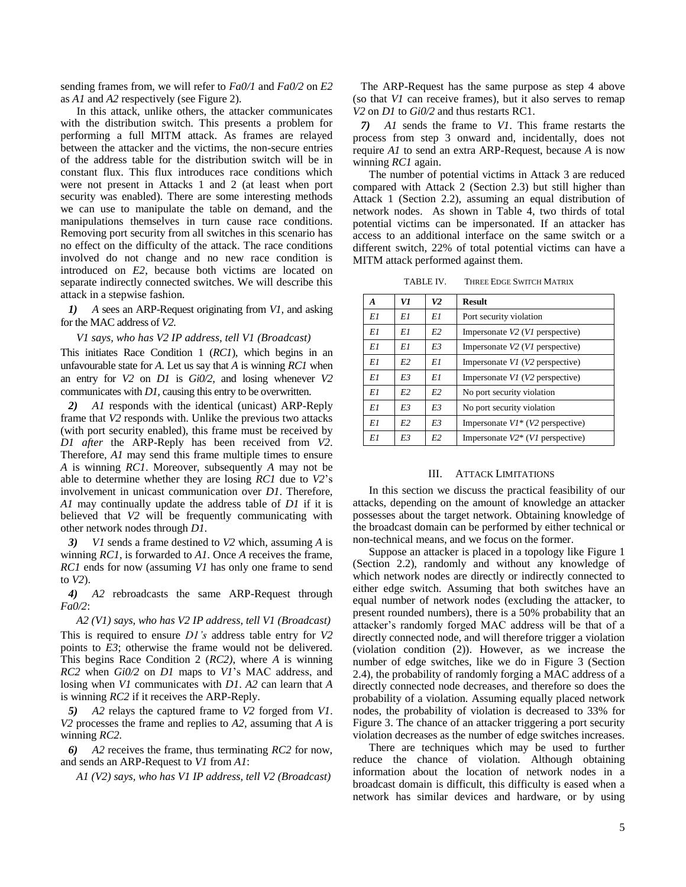sending frames from, we will refer to *Fa0/1* and *Fa0/2* on *E2* as *A1* and *A2* respectively (see Figure 2).

In this attack, unlike others, the attacker communicates with the distribution switch. This presents a problem for performing a full MITM attack. As frames are relayed between the attacker and the victims, the non-secure entries of the address table for the distribution switch will be in constant flux. This flux introduces race conditions which were not present in Attacks 1 and 2 (at least when port security was enabled). There are some interesting methods we can use to manipulate the table on demand, and the manipulations themselves in turn cause race conditions. Removing port security from all switches in this scenario has no effect on the difficulty of the attack. The race conditions involved do not change and no new race condition is introduced on *E2*, because both victims are located on separate indirectly connected switches. We will describe this attack in a stepwise fashion.

*1)* *A* sees an ARP-Request originating from *V1*, and asking for the MAC address of *V2*.

*V1 says, who has V2 IP address, tell V1 (Broadcast)*

This initiates Race Condition 1 (*RC1*), which begins in an unfavourable state for *A*. Let us say that *A* is winning *RC1* when an entry for *V2* on *D1* is *Gi0/2*, and losing whenever *V2* communicates with *D1*, causing this entry to be overwritten.

*2)* *A1* responds with the identical (unicast) ARP-Reply frame that *V2* responds with. Unlike the previous two attacks (with port security enabled), this frame must be received by *D1* *after* the ARP-Reply has been received from *V2*. Therefore, *A1* may send this frame multiple times to ensure *A* is winning *RC1*. Moreover, subsequently *A* may not be able to determine whether they are losing *RC1* due to *V2*'s involvement in unicast communication over *D1*. Therefore, *A1* may continually update the address table of *D1* if it is believed that *V2* will be frequently communicating with other network nodes through *D1*.

*3)* *V1* sends a frame destined to *V2* which, assuming *A* is winning *RC1*, is forwarded to *A1*. Once *A* receives the frame, *RC1* ends for now (assuming *V1* has only one frame to send to *V2*).

*4)* *A2* rebroadcasts the same ARP-Request through *Fa0/2*:

*A2 (V1) says, who has V2 IP address, tell V1 (Broadcast)*

This is required to ensure *D1's* address table entry for *V2* points to *E3*; otherwise the frame would not be delivered. This begins Race Condition 2 (*RC2*), where *A* is winning *RC2* when *Gi0/2* on *D1* maps to *V1*'s MAC address, and losing when *V1* communicates with *D1*. *A2* can learn that *A* is winning *RC2* if it receives the ARP-Reply.

*5)* *A2* relays the captured frame to *V2* forged from *V1*. *V2* processes the frame and replies to *A2*, assuming that *A* is winning *RC2*.

*6)* *A2* receives the frame, thus terminating *RC2* for now, and sends an ARP-Request to *V1* from *A1*:

*A1 (V2) says, who has V1 IP address, tell V2 (Broadcast)*

The ARP-Request has the same purpose as step 4 above (so that *V1* can receive frames), but it also serves to remap *V2* on *D1* to *Gi0/2* and thus restarts RC1.

*7)* *A1* sends the frame to *V1*. This frame restarts the process from step 3 onward and, incidentally, does not require *A1* to send an extra ARP-Request, because *A* is now winning *RC1* again.

The number of potential victims in Attack 3 are reduced compared with Attack 2 (Section 2.3) but still higher than Attack 1 (Section 2.2), assuming an equal distribution of network nodes. As shown in Table 4, two thirds of total potential victims can be impersonated. If an attacker has access to an additional interface on the same switch or a different switch, 22% of total potential victims can have a MITM attack performed against them.

TABLE IV. THREE EDGE SWITCH MATRIX

| *A* | *V1* | *V2* | **Result** |
|---|---|---|---|
| *E1* | *E1* | *E1* | Port security violation |
| *E1* | *E1* | *E2* | Impersonate *V2* (*V1* perspective) |
| *E1* | *E1* | *E3* | Impersonate *V2* (*V1* perspective) |
| *E1* | *E2* | *E1* | Impersonate *V1* (*V2* perspective) |
| *E1* | *E3* | *E1* | Impersonate *V1* (*V2* perspective) |
| *E1* | *E2* | *E2* | No port security violation |
| *E1* | *E3* | *E3* | No port security violation |
| *E1* | *E2* | *E3* | Impersonate *V1\** (*V2* perspective) |
| *E1* | *E3* | *E2* | Impersonate *V2\** (*V1* perspective) |

## III. ATTACK LIMITATIONS

In this section we discuss the practical feasibility of our attacks, depending on the amount of knowledge an attacker possesses about the target network. Obtaining knowledge of the broadcast domain can be performed by either technical or non-technical means, and we focus on the former.

Suppose an attacker is placed in a topology like Figure 1 (Section 2.2), randomly and without any knowledge of which network nodes are directly or indirectly connected to either edge switch. Assuming that both switches have an equal number of network nodes (excluding the attacker, to present rounded numbers), there is a 50% probability that an attacker's randomly forged MAC address will be that of a directly connected node, and will therefore trigger a violation (violation condition (2)). However, as we increase the number of edge switches, like we do in Figure 3 (Section 2.4), the probability of randomly forging a MAC address of a directly connected node decreases, and therefore so does the probability of a violation. Assuming equally placed network nodes, the probability of violation is decreased to 33% for Figure 3. The chance of an attacker triggering a port security violation decreases as the number of edge switches increases.

There are techniques which may be used to further reduce the chance of violation. Although obtaining information about the location of network nodes in a broadcast domain is difficult, this difficulty is eased when a network has similar devices and hardware, or by using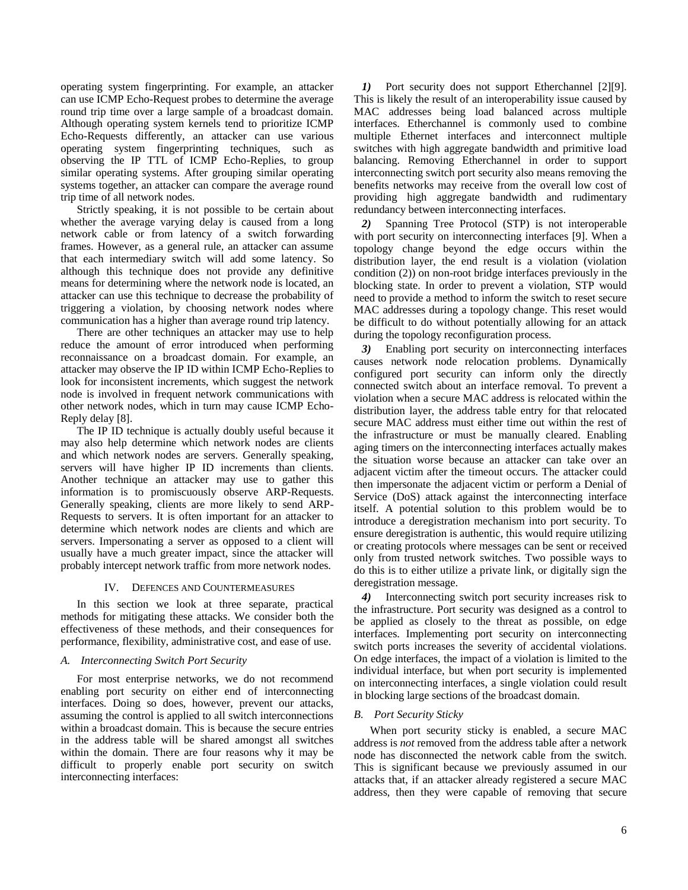operating system fingerprinting. For example, an attacker can use ICMP Echo-Request probes to determine the average round trip time over a large sample of a broadcast domain. Although operating system kernels tend to prioritize ICMP Echo-Requests differently, an attacker can use various operating system fingerprinting techniques, such as observing the IP TTL of ICMP Echo-Replies, to group similar operating systems. After grouping similar operating systems together, an attacker can compare the average round trip time of all network nodes.

Strictly speaking, it is not possible to be certain about whether the average varying delay is caused from a long network cable or from latency of a switch forwarding frames. However, as a general rule, an attacker can assume that each intermediary switch will add some latency. So although this technique does not provide any definitive means for determining where the network node is located, an attacker can use this technique to decrease the probability of triggering a violation, by choosing network nodes where communication has a higher than average round trip latency.

There are other techniques an attacker may use to help reduce the amount of error introduced when performing reconnaissance on a broadcast domain. For example, an attacker may observe the IP ID within ICMP Echo-Replies to look for inconsistent increments, which suggest the network node is involved in frequent network communications with other network nodes, which in turn may cause ICMP Echo-Reply delay [8].

The IP ID technique is actually doubly useful because it may also help determine which network nodes are clients and which network nodes are servers. Generally speaking, servers will have higher IP ID increments than clients. Another technique an attacker may use to gather this information is to promiscuously observe ARP-Requests. Generally speaking, clients are more likely to send ARP-Requests to servers. It is often important for an attacker to determine which network nodes are clients and which are servers. Impersonating a server as opposed to a client will usually have a much greater impact, since the attacker will probably intercept network traffic from more network nodes.

## IV. Defences and Countermeasures

In this section we look at three separate, practical methods for mitigating these attacks. We consider both the effectiveness of these methods, and their consequences for performance, flexibility, administrative cost, and ease of use.

### *A. Interconnecting Switch Port Security*

For most enterprise networks, we do not recommend enabling port security on either end of interconnecting interfaces. Doing so does, however, prevent our attacks, assuming the control is applied to all switch interconnections within a broadcast domain. This is because the secure entries in the address table will be shared amongst all switches within the domain. There are four reasons why it may be difficult to properly enable port security on switch interconnecting interfaces:

*1)* Port security does not support Etherchannel [2][9]. This is likely the result of an interoperability issue caused by MAC addresses being load balanced across multiple interfaces. Etherchannel is commonly used to combine multiple Ethernet interfaces and interconnect multiple switches with high aggregate bandwidth and primitive load balancing. Removing Etherchannel in order to support interconnecting switch port security also means removing the benefits networks may receive from the overall low cost of providing high aggregate bandwidth and rudimentary redundancy between interconnecting interfaces.

*2)* Spanning Tree Protocol (STP) is not interoperable with port security on interconnecting interfaces [9]. When a topology change beyond the edge occurs within the distribution layer, the end result is a violation (violation condition (2)) on non-root bridge interfaces previously in the blocking state. In order to prevent a violation, STP would need to provide a method to inform the switch to reset secure MAC addresses during a topology change. This reset would be difficult to do without potentially allowing for an attack during the topology reconfiguration process.

*3)* Enabling port security on interconnecting interfaces causes network node relocation problems. Dynamically configured port security can inform only the directly connected switch about an interface removal. To prevent a violation when a secure MAC address is relocated within the distribution layer, the address table entry for that relocated secure MAC address must either time out within the rest of the infrastructure or must be manually cleared. Enabling aging timers on the interconnecting interfaces actually makes the situation worse because an attacker can take over an adjacent victim after the timeout occurs. The attacker could then impersonate the adjacent victim or perform a Denial of Service (DoS) attack against the interconnecting interface itself. A potential solution to this problem would be to introduce a deregistration mechanism into port security. To ensure deregistration is authentic, this would require utilizing or creating protocols where messages can be sent or received only from trusted network switches. Two possible ways to do this is to either utilize a private link, or digitally sign the deregistration message.

*4)* Interconnecting switch port security increases risk to the infrastructure. Port security was designed as a control to be applied as closely to the threat as possible, on edge interfaces. Implementing port security on interconnecting switch ports increases the severity of accidental violations. On edge interfaces, the impact of a violation is limited to the individual interface, but when port security is implemented on interconnecting interfaces, a single violation could result in blocking large sections of the broadcast domain.

### *B. Port Security Sticky*

When port security sticky is enabled, a secure MAC address is *not* removed from the address table after a network node has disconnected the network cable from the switch. This is significant because we previously assumed in our attacks that, if an attacker already registered a secure MAC address, then they were capable of removing that secure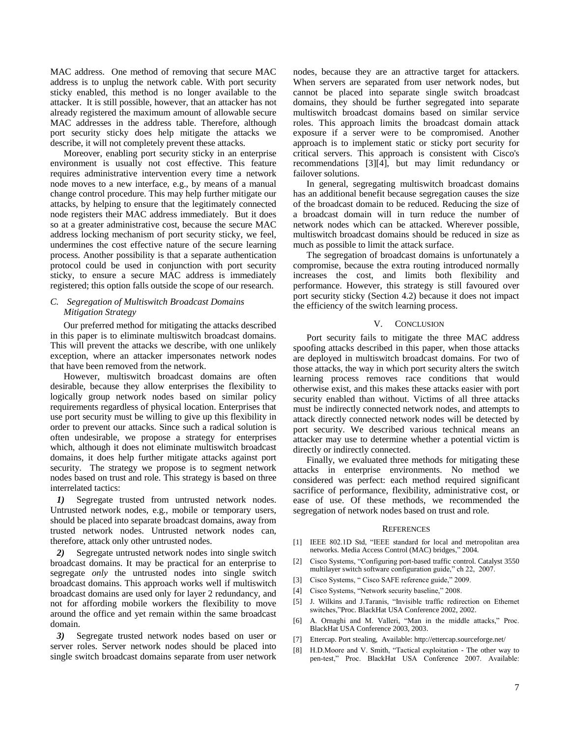MAC address. One method of removing that secure MAC address is to unplug the network cable. With port security sticky enabled, this method is no longer available to the attacker. It is still possible, however, that an attacker has not already registered the maximum amount of allowable secure MAC addresses in the address table. Therefore, although port security sticky does help mitigate the attacks we describe, it will not completely prevent these attacks.

Moreover, enabling port security sticky in an enterprise environment is usually not cost effective. This feature requires administrative intervention every time a network node moves to a new interface, e.g., by means of a manual change control procedure. This may help further mitigate our attacks, by helping to ensure that the legitimately connected node registers their MAC address immediately. But it does so at a greater administrative cost, because the secure MAC address locking mechanism of port security sticky, we feel, undermines the cost effective nature of the secure learning process. Another possibility is that a separate authentication protocol could be used in conjunction with port security sticky, to ensure a secure MAC address is immediately registered; this option falls outside the scope of our research.

### *C. Segregation of Multiswitch Broadcast Domains Mitigation Strategy*

Our preferred method for mitigating the attacks described in this paper is to eliminate multiswitch broadcast domains. This will prevent the attacks we describe, with one unlikely exception, where an attacker impersonates network nodes that have been removed from the network.

However, multiswitch broadcast domains are often desirable, because they allow enterprises the flexibility to logically group network nodes based on similar policy requirements regardless of physical location. Enterprises that use port security must be willing to give up this flexibility in order to prevent our attacks. Since such a radical solution is often undesirable, we propose a strategy for enterprises which, although it does not eliminate multiswitch broadcast domains, it does help further mitigate attacks against port security. The strategy we propose is to segment network nodes based on trust and role. This strategy is based on three interrelated tactics:

***1)*** Segregate trusted from untrusted network nodes. Untrusted network nodes, e.g., mobile or temporary users, should be placed into separate broadcast domains, away from trusted network nodes. Untrusted network nodes can, therefore, attack only other untrusted nodes.

***2)*** Segregate untrusted network nodes into single switch broadcast domains. It may be practical for an enterprise to segregate *only* the untrusted nodes into single switch broadcast domains. This approach works well if multiswitch broadcast domains are used only for layer 2 redundancy, and not for affording mobile workers the flexibility to move around the office and yet remain within the same broadcast domain.

***3)*** Segregate trusted network nodes based on user or server roles. Server network nodes should be placed into single switch broadcast domains separate from user network nodes, because they are an attractive target for attackers. When servers are separated from user network nodes, but cannot be placed into separate single switch broadcast domains, they should be further segregated into separate multiswitch broadcast domains based on similar service roles. This approach limits the broadcast domain attack exposure if a server were to be compromised. Another approach is to implement static or sticky port security for critical servers. This approach is consistent with Cisco's recommendations [3][4], but may limit redundancy or failover solutions.

In general, segregating multiswitch broadcast domains has an additional benefit because segregation causes the size of the broadcast domain to be reduced. Reducing the size of a broadcast domain will in turn reduce the number of network nodes which can be attacked. Wherever possible, multiswitch broadcast domains should be reduced in size as much as possible to limit the attack surface.

The segregation of broadcast domains is unfortunately a compromise, because the extra routing introduced normally increases the cost, and limits both flexibility and performance. However, this strategy is still favoured over port security sticky (Section 4.2) because it does not impact the efficiency of the switch learning process.

## V. Conclusion

Port security fails to mitigate the three MAC address spoofing attacks described in this paper, when those attacks are deployed in multiswitch broadcast domains. For two of those attacks, the way in which port security alters the switch learning process removes race conditions that would otherwise exist, and this makes these attacks easier with port security enabled than without. Victims of all three attacks must be indirectly connected network nodes, and attempts to attack directly connected network nodes will be detected by port security. We described various technical means an attacker may use to determine whether a potential victim is directly or indirectly connected.

Finally, we evaluated three methods for mitigating these attacks in enterprise environments. No method we considered was perfect: each method required significant sacrifice of performance, flexibility, administrative cost, or ease of use. Of these methods, we recommended the segregation of network nodes based on trust and role.

## References

[1] IEEE 802.1D Std, "IEEE standard for local and metropolitan area networks. Media Access Control (MAC) bridges," 2004.

[2] Cisco Systems, "Configuring port-based traffic control. Catalyst 3550 multilayer switch software configuration guide," ch 22, 2007.

[3] Cisco Systems, " Cisco SAFE reference guide," 2009.

[4] Cisco Systems, "Network security baseline," 2008.

[5] J. Wilkins and J.Taranis, "Invisible traffic redirection on Ethernet switches,"Proc. BlackHat USA Conference 2002, 2002.

[6] A. Ornaghi and M. Valleri, "Man in the middle attacks," Proc. BlackHat USA Conference 2003, 2003.

[7] Ettercap. Port stealing, Available: http://ettercap.sourceforge.net/

[8] H.D.Moore and V. Smith, "Tactical exploitation - The other way to pen-test," Proc. BlackHat USA Conference 2007. Available: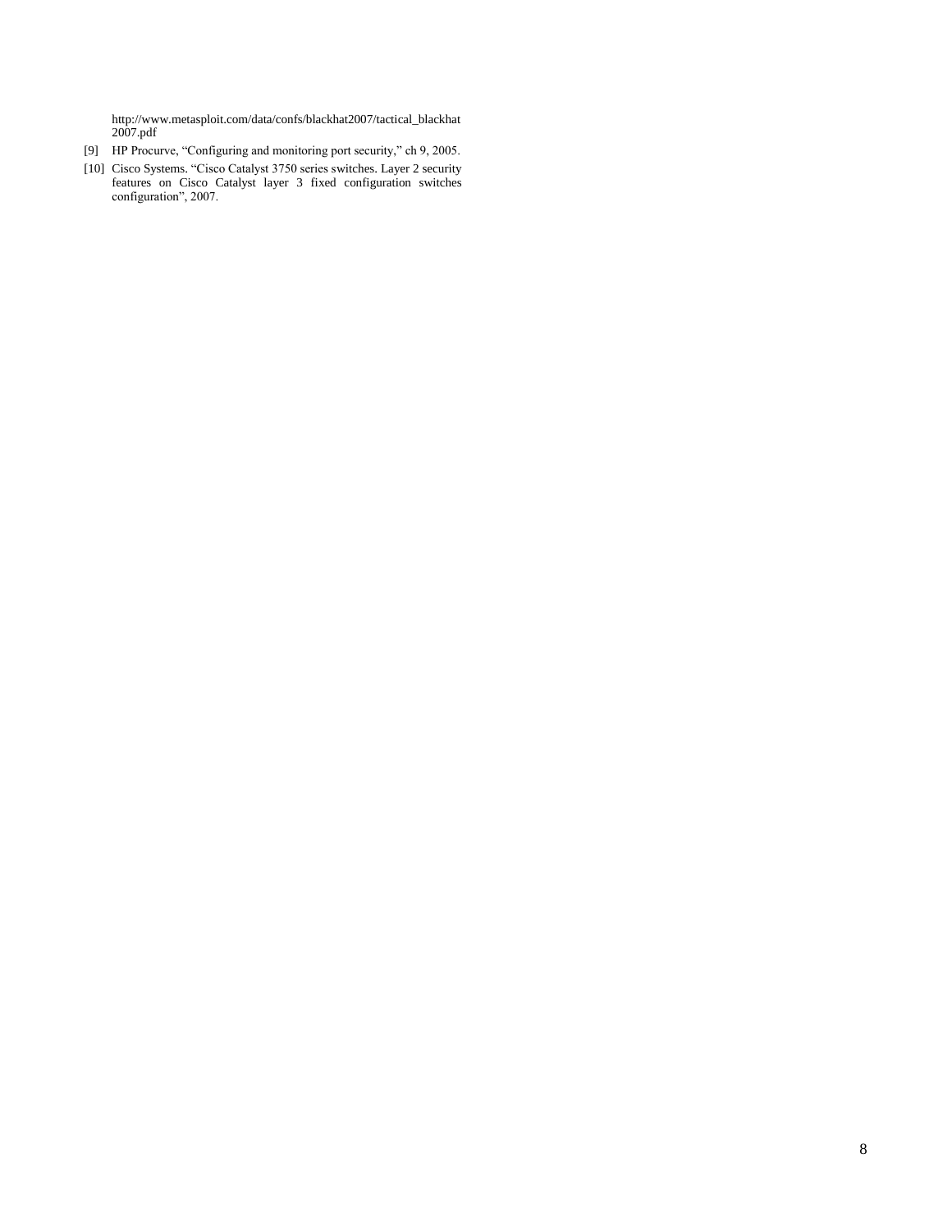http://www.metasploit.com/data/confs/blackhat2007/tactical_blackhat2007.pdf

[9] HP Procurve, "Configuring and monitoring port security," ch 9, 2005.

[10] Cisco Systems. "Cisco Catalyst 3750 series switches. Layer 2 security features on Cisco Catalyst layer 3 fixed configuration switches configuration", 2007.